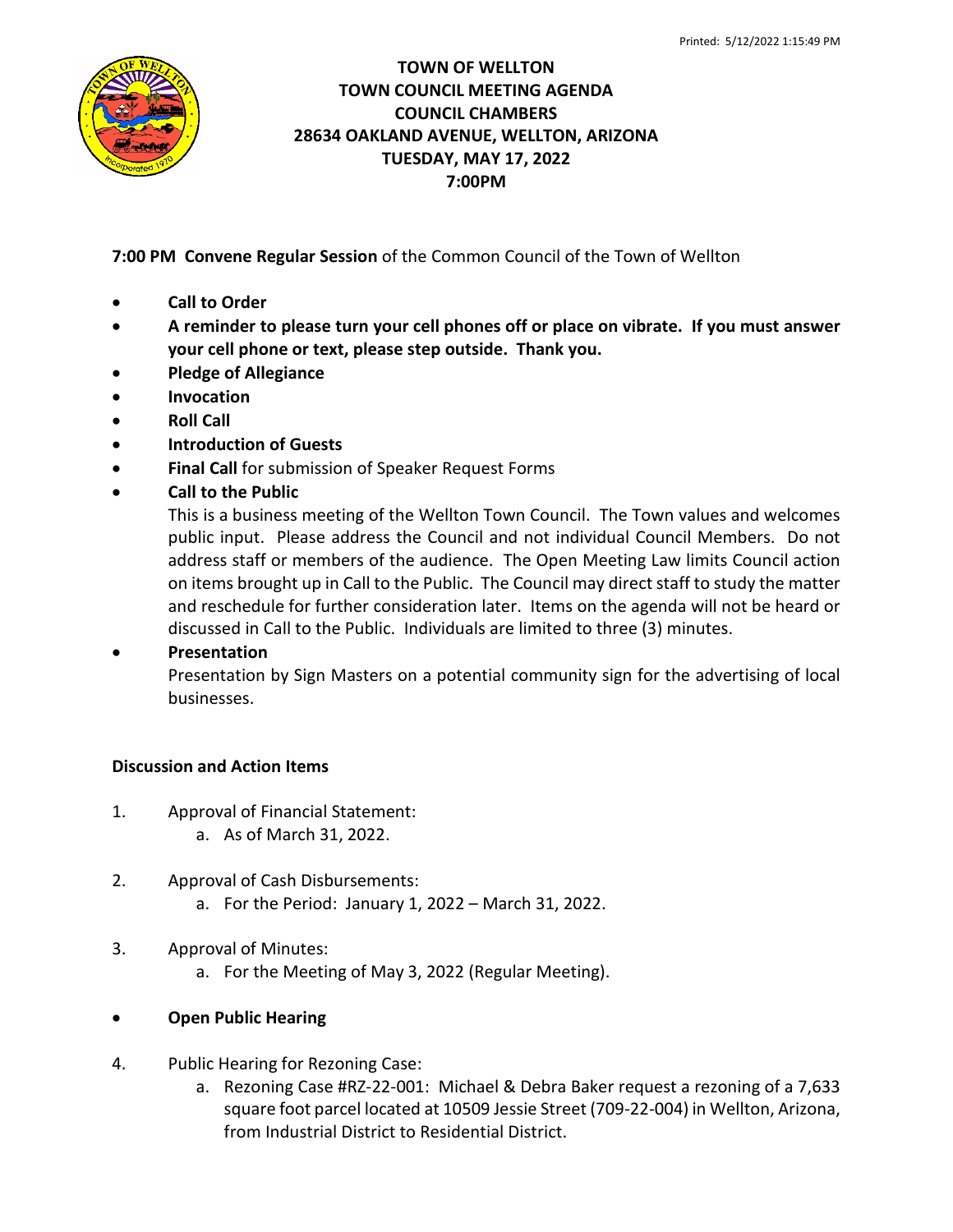# TOWN OF WELLTON
## TOWN COUNCIL MEETING AGENDA
## COUNCIL CHAMBERS
## 28634 OAKLAND AVENUE, WELLTON, ARIZONA
## TUESDAY, MAY 17, 2022
## 7:00PM

**7:00 PM Convene Regular Session** of the Common Council of the Town of Wellton

- **Call to Order**
- **A reminder to please turn your cell phones off or place on vibrate. If you must answer your cell phone or text, please step outside. Thank you.**
- **Pledge of Allegiance**
- **Invocation**
- **Roll Call**
- **Introduction of Guests**
- **Final Call** for submission of Speaker Request Forms
- **Call to the Public**

  This is a business meeting of the Wellton Town Council. The Town values and welcomes public input. Please address the Council and not individual Council Members. Do not address staff or members of the audience. The Open Meeting Law limits Council action on items brought up in Call to the Public. The Council may direct staff to study the matter and reschedule for further consideration later. Items on the agenda will not be heard or discussed in Call to the Public. Individuals are limited to three (3) minutes.
- **Presentation**

  Presentation by Sign Masters on a potential community sign for the advertising of local businesses.

**Discussion and Action Items**

1. Approval of Financial Statement:
   a. As of March 31, 2022.

2. Approval of Cash Disbursements:
   a. For the Period: January 1, 2022 – March 31, 2022.

3. Approval of Minutes:
   a. For the Meeting of May 3, 2022 (Regular Meeting).

- **Open Public Hearing**

4. Public Hearing for Rezoning Case:
   a. Rezoning Case #RZ-22-001: Michael & Debra Baker request a rezoning of a 7,633 square foot parcel located at 10509 Jessie Street (709-22-004) in Wellton, Arizona, from Industrial District to Residential District.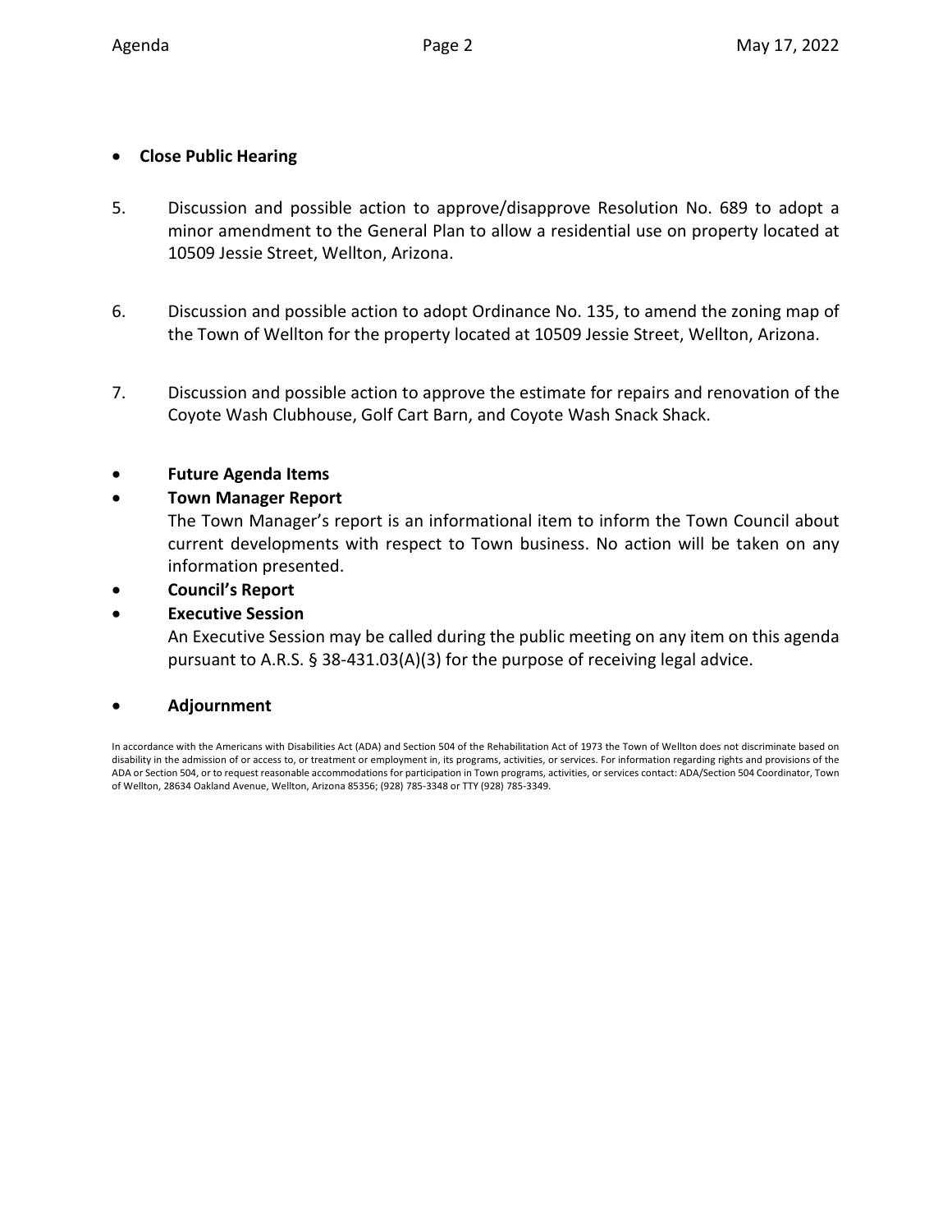- **Close Public Hearing**

5. Discussion and possible action to approve/disapprove Resolution No. 689 to adopt a minor amendment to the General Plan to allow a residential use on property located at 10509 Jessie Street, Wellton, Arizona.

6. Discussion and possible action to adopt Ordinance No. 135, to amend the zoning map of the Town of Wellton for the property located at 10509 Jessie Street, Wellton, Arizona.

7. Discussion and possible action to approve the estimate for repairs and renovation of the Coyote Wash Clubhouse, Golf Cart Barn, and Coyote Wash Snack Shack.

- **Future Agenda Items**
- **Town Manager Report**

  The Town Manager's report is an informational item to inform the Town Council about current developments with respect to Town business. No action will be taken on any information presented.
- **Council's Report**
- **Executive Session**

  An Executive Session may be called during the public meeting on any item on this agenda pursuant to A.R.S. § 38-431.03(A)(3) for the purpose of receiving legal advice.

- **Adjournment**

In accordance with the Americans with Disabilities Act (ADA) and Section 504 of the Rehabilitation Act of 1973 the Town of Wellton does not discriminate based on disability in the admission of or access to, or treatment or employment in, its programs, activities, or services. For information regarding rights and provisions of the ADA or Section 504, or to request reasonable accommodations for participation in Town programs, activities, or services contact: ADA/Section 504 Coordinator, Town of Wellton, 28634 Oakland Avenue, Wellton, Arizona 85356; (928) 785-3348 or TTY (928) 785-3349.